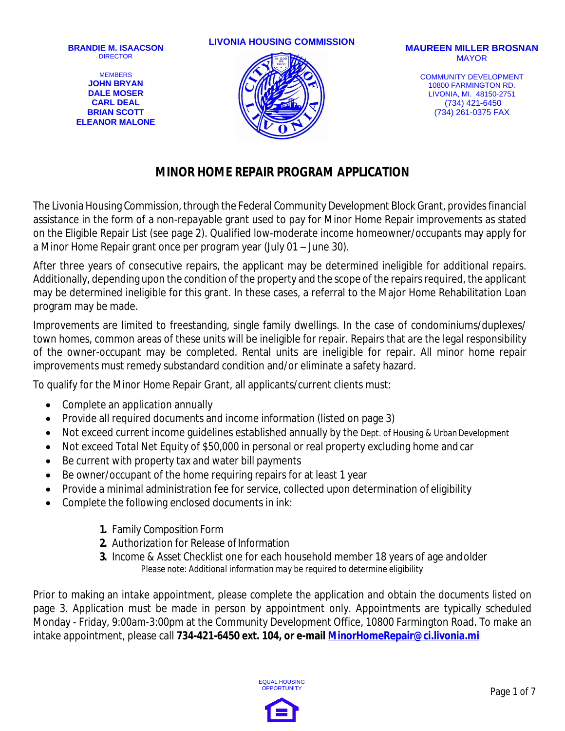**BRANDIE M. ISAACSON**
DIRECTOR

MEMBERS
**JOHN BRYAN**
**DALE MOSER**
**CARL DEAL**
**BRIAN SCOTT**
**ELEANOR MALONE**

**LIVONIA HOUSING COMMISSION**

**MAUREEN MILLER BROSNAN**
MAYOR

COMMUNITY DEVELOPMENT
10800 FARMINGTON RD.
LIVONIA, MI. 48150-2751
(734) 421-6450
(734) 261-0375 FAX

# MINOR HOME REPAIR PROGRAM APPLICATION

The Livonia Housing Commission, through the Federal Community Development Block Grant, provides financial assistance in the form of a non-repayable grant used to pay for Minor Home Repair improvements as stated on the Eligible Repair List (see page 2). Qualified low-moderate income homeowner/occupants may apply for a Minor Home Repair grant once per program year (July 01 – June 30).

After three years of consecutive repairs, the applicant may be determined ineligible for additional repairs. Additionally, depending upon the condition of the property and the scope of the repairs required, the applicant may be determined ineligible for this grant. In these cases, a referral to the Major Home Rehabilitation Loan program may be made.

Improvements are limited to freestanding, single family dwellings. In the case of condominiums/duplexes/ town homes, common areas of these units will be ineligible for repair. Repairs that are the legal responsibility of the owner-occupant may be completed. Rental units are ineligible for repair. All minor home repair improvements must remedy substandard condition and/or eliminate a safety hazard.

To qualify for the Minor Home Repair Grant, all applicants/current clients must:

- Complete an application annually
- Provide all required documents and income information (listed on page 3)
- Not exceed current income guidelines established annually by the Dept. of Housing & Urban Development
- Not exceed Total Net Equity of $50,000 in personal or real property excluding home and car
- Be current with property tax and water bill payments
- Be owner/occupant of the home requiring repairs for at least 1 year
- Provide a minimal administration fee for service, collected upon determination of eligibility
- Complete the following enclosed documents in ink:

    1. Family Composition Form
    2. Authorization for Release of Information
    3. Income & Asset Checklist one for each household member 18 years of age and older

    Please note: Additional information may be required to determine eligibility

Prior to making an intake appointment, please complete the application and obtain the documents listed on page 3. Application must be made in person by appointment only. Appointments are typically scheduled Monday - Friday, 9:00am-3:00pm at the Community Development Office, 10800 Farmington Road. To make an intake appointment, please call **734-421-6450 ext. 104, or e-mail MinorHomeRepair@ci.livonia.mi**

EQUAL HOUSING OPPORTUNITY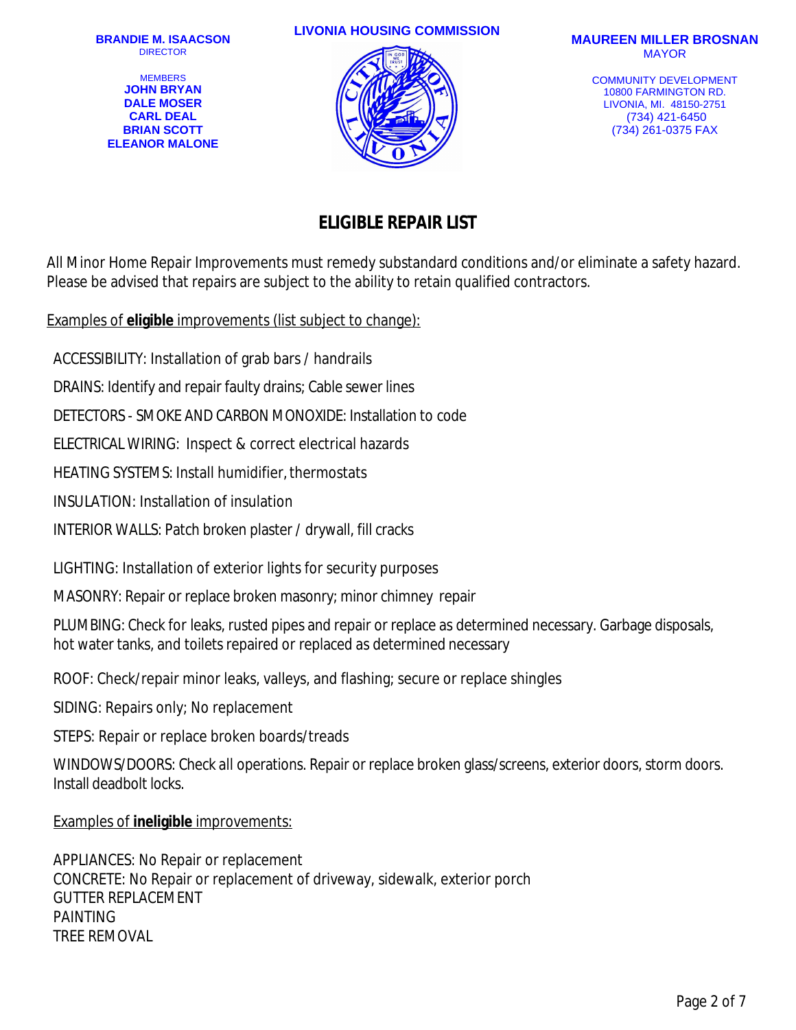**BRANDIE M. ISAACSON**
DIRECTOR

MEMBERS
**JOHN BRYAN**
**DALE MOSER**
**CARL DEAL**
**BRIAN SCOTT**
**ELEANOR MALONE**

**LIVONIA HOUSING COMMISSION**

**MAUREEN MILLER BROSNAN**
MAYOR

COMMUNITY DEVELOPMENT
10800 FARMINGTON RD.
LIVONIA, MI. 48150-2751
(734) 421-6450
(734) 261-0375 FAX

# ELIGIBLE REPAIR LIST

All Minor Home Repair Improvements must remedy substandard conditions and/or eliminate a safety hazard. Please be advised that repairs are subject to the ability to retain qualified contractors.

Examples of **eligible** improvements (list subject to change):

ACCESSIBILITY: Installation of grab bars / handrails

DRAINS: Identify and repair faulty drains; Cable sewer lines

DETECTORS - SMOKE AND CARBON MONOXIDE: Installation to code

ELECTRICAL WIRING: Inspect & correct electrical hazards

HEATING SYSTEMS: Install humidifier, thermostats

INSULATION: Installation of insulation

INTERIOR WALLS: Patch broken plaster / drywall, fill cracks

LIGHTING: Installation of exterior lights for security purposes

MASONRY: Repair or replace broken masonry; minor chimney repair

PLUMBING: Check for leaks, rusted pipes and repair or replace as determined necessary. Garbage disposals, hot water tanks, and toilets repaired or replaced as determined necessary

ROOF: Check/repair minor leaks, valleys, and flashing; secure or replace shingles

SIDING: Repairs only; No replacement

STEPS: Repair or replace broken boards/treads

WINDOWS/DOORS: Check all operations. Repair or replace broken glass/screens, exterior doors, storm doors. Install deadbolt locks.

Examples of **ineligible** improvements:

APPLIANCES: No Repair or replacement
CONCRETE: No Repair or replacement of driveway, sidewalk, exterior porch
GUTTER REPLACEMENT
PAINTING
TREE REMOVAL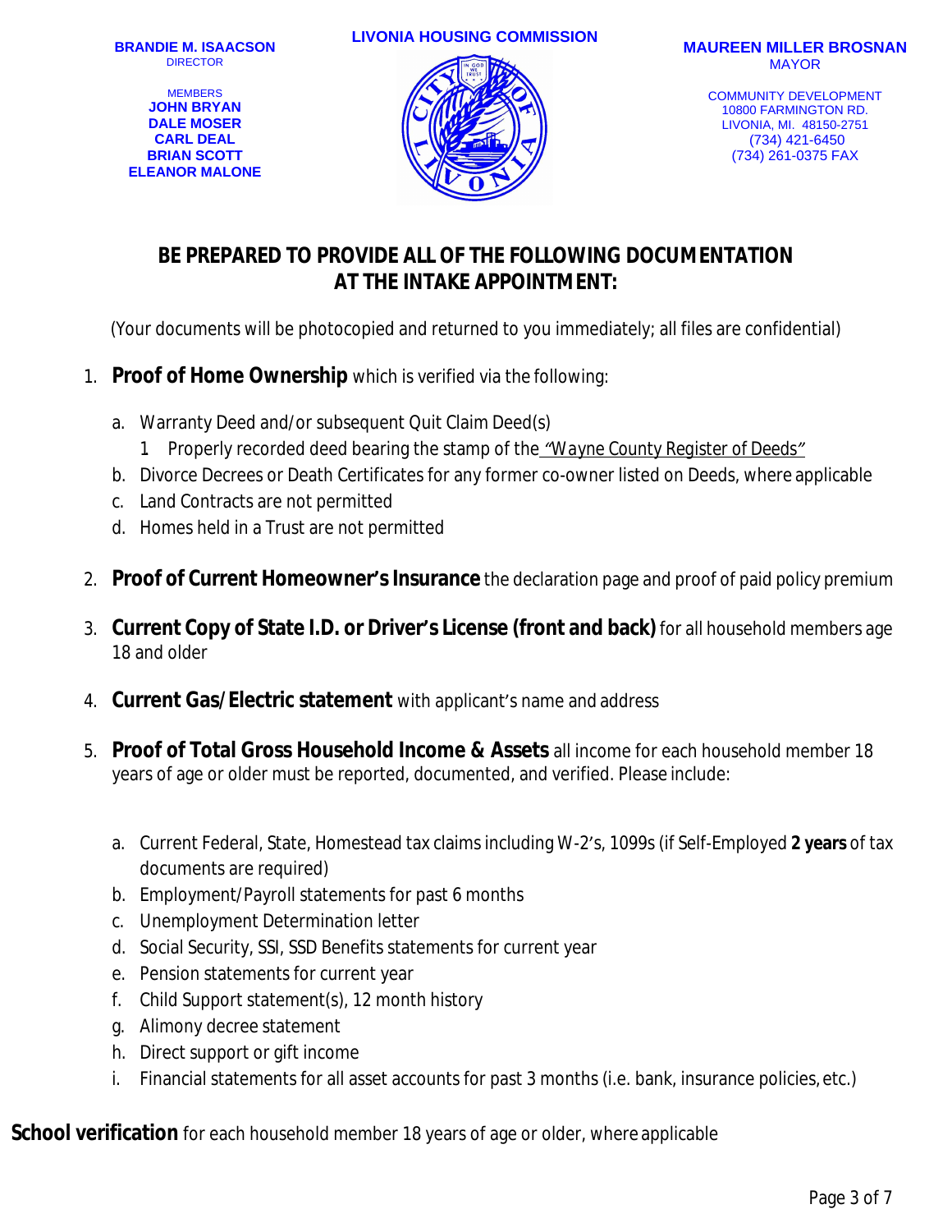**BRANDIE M. ISAACSON**
DIRECTOR

MEMBERS
**JOHN BRYAN**
**DALE MOSER**
**CARL DEAL**
**BRIAN SCOTT**
**ELEANOR MALONE**

**LIVONIA HOUSING COMMISSION**

**MAUREEN MILLER BROSNAN**
MAYOR

COMMUNITY DEVELOPMENT
10800 FARMINGTON RD.
LIVONIA, MI. 48150-2751
(734) 421-6450
(734) 261-0375 FAX

## BE PREPARED TO PROVIDE ALL OF THE FOLLOWING DOCUMENTATION AT THE INTAKE APPOINTMENT:

(Your documents will be photocopied and returned to you immediately; all files are confidential)

1. **Proof of Home Ownership** which is verified via the following:
   a. Warranty Deed and/or subsequent Quit Claim Deed(s)
      1 Properly recorded deed bearing the stamp of the "Wayne County Register of Deeds"
   b. Divorce Decrees or Death Certificates for any former co-owner listed on Deeds, where applicable
   c. Land Contracts are not permitted
   d. Homes held in a Trust are not permitted

2. **Proof of Current Homeowner's Insurance** the declaration page and proof of paid policy premium

3. **Current Copy of State I.D. or Driver's License (front and back)** for all household members age 18 and older

4. **Current Gas/Electric statement** with applicant's name and address

5. **Proof of Total Gross Household Income & Assets** all income for each household member 18 years of age or older must be reported, documented, and verified. Please include:

   a. Current Federal, State, Homestead tax claims including W-2's, 1099s (if Self-Employed **2 years** of tax documents are required)
   b. Employment/Payroll statements for past 6 months
   c. Unemployment Determination letter
   d. Social Security, SSI, SSD Benefits statements for current year
   e. Pension statements for current year
   f. Child Support statement(s), 12 month history
   g. Alimony decree statement
   h. Direct support or gift income
   i. Financial statements for all asset accounts for past 3 months (i.e. bank, insurance policies, etc.)

**School verification** for each household member 18 years of age or older, where applicable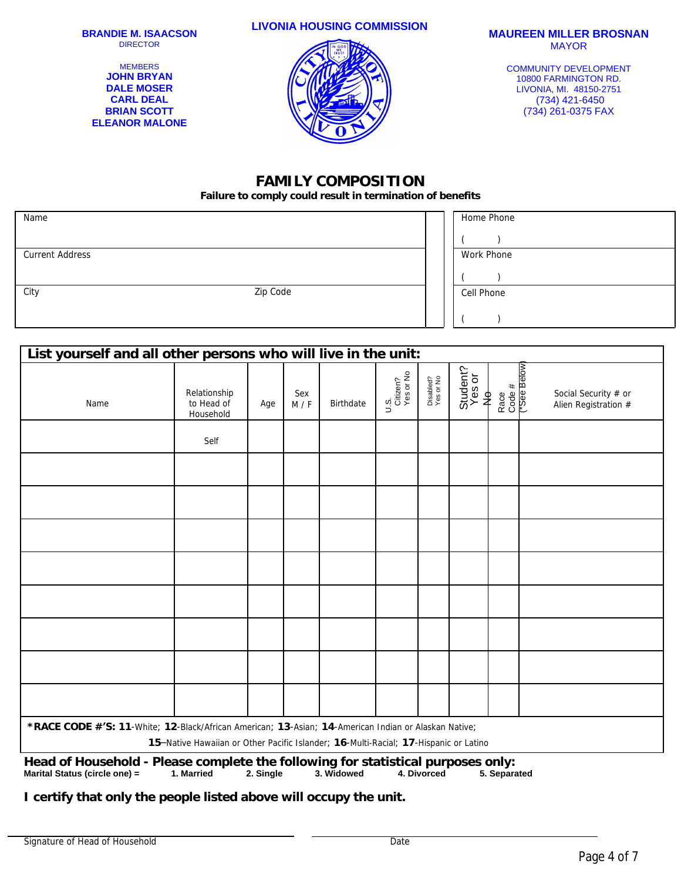**BRANDIE M. ISAACSON**
DIRECTOR

MEMBERS
**JOHN BRYAN**
**DALE MOSER**
**CARL DEAL**
**BRIAN SCOTT**
**ELEANOR MALONE**

**LIVONIA HOUSING COMMISSION**

**MAUREEN MILLER BROSNAN**
MAYOR

COMMUNITY DEVELOPMENT
10800 FARMINGTON RD.
LIVONIA, MI. 48150-2751
(734) 421-6450
(734) 261-0375 FAX

# FAMILY COMPOSITION

**Failure to comply could result in termination of benefits**

| Name | | Home Phone ( ) |
|---|---|---|
| Current Address | | Work Phone ( ) |
| City | Zip Code | Cell Phone ( ) |

**List yourself and all other persons who will live in the unit:**

| Name | Relationship to Head of Household | Age | Sex M / F | Birthdate | U.S. Citizen? Yes or No | Disabled? Yes or No | Student? Yes or No | Race Code # (*See Below) | Social Security # or Alien Registration # |
|---|---|---|---|---|---|---|---|---|---|
| | Self | | | | | | | | |
| | | | | | | | | | |
| | | | | | | | | | |
| | | | | | | | | | |
| | | | | | | | | | |
| | | | | | | | | | |
| | | | | | | | | | |
| | | | | | | | | | |
| | | | | | | | | | |

**\*RACE CODE #'S: 11**-White; **12**-Black/African American; **13**-Asian; **14**-American Indian or Alaskan Native; **15**–Native Hawaiian or Other Pacific Islander; **16**-Multi-Racial; **17**-Hispanic or Latino

**Head of Household - Please complete the following for statistical purposes only:**
**Marital Status (circle one) = 1. Married 2. Single 3. Widowed 4. Divorced 5. Separated**

**I certify that only the people listed above will occupy the unit.**

Signature of Head of Household ______________________ Date ______________________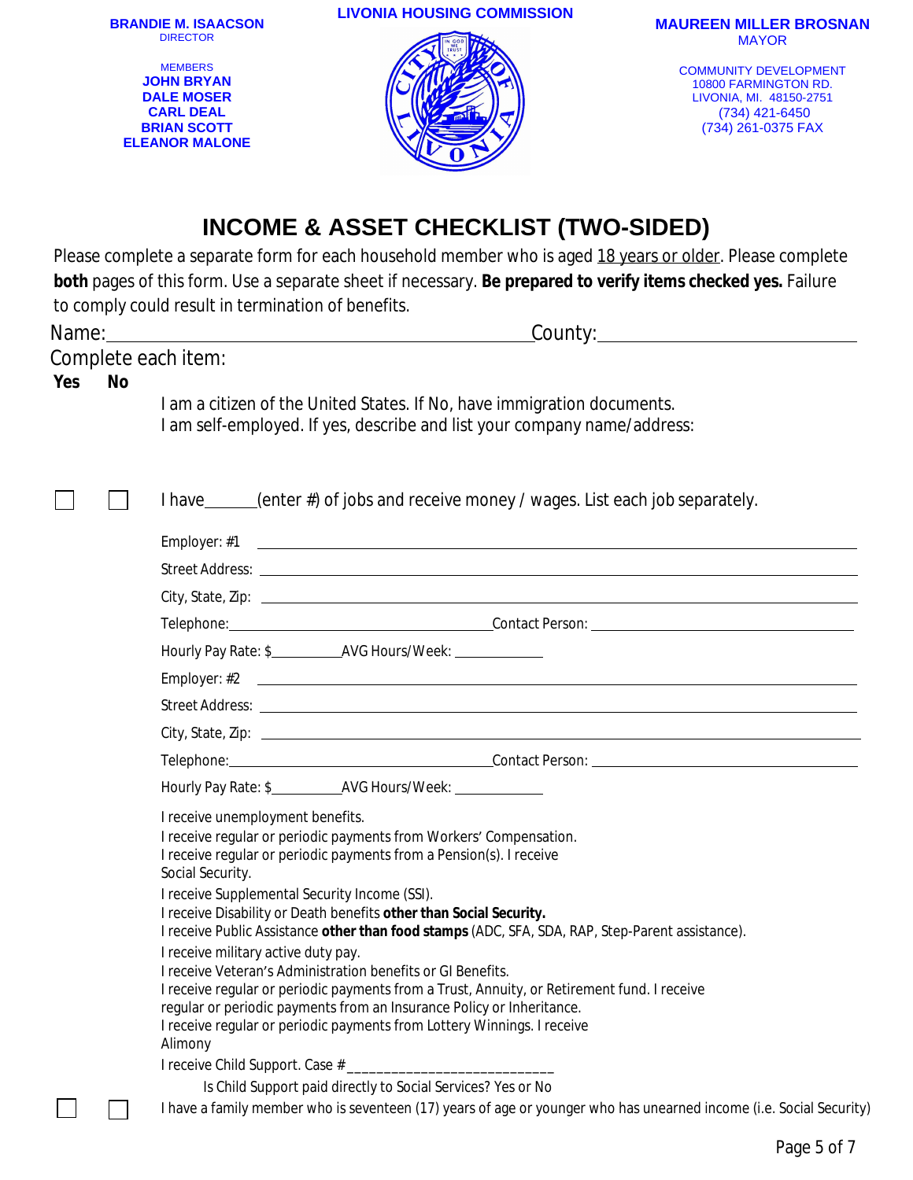**BRANDIE M. ISAACSON**
DIRECTOR

MEMBERS
**JOHN BRYAN**
**DALE MOSER**
**CARL DEAL**
**BRIAN SCOTT**
**ELEANOR MALONE**

**LIVONIA HOUSING COMMISSION**

**MAUREEN MILLER BROSNAN**
MAYOR

COMMUNITY DEVELOPMENT
10800 FARMINGTON RD.
LIVONIA, MI. 48150-2751
(734) 421-6450
(734) 261-0375 FAX

# INCOME & ASSET CHECKLIST (TWO-SIDED)

Please complete a separate form for each household member who is aged 18 years or older. Please complete **both** pages of this form. Use a separate sheet if necessary. **Be prepared to verify items checked yes.** Failure to comply could result in termination of benefits.

Name:________________________________________ County:______________________

Complete each item:

**Yes No**

I am a citizen of the United States. If No, have immigration documents.

I am self-employed. If yes, describe and list your company name/address:

☐ ☐ I have______(enter #) of jobs and receive money / wages. List each job separately.

Employer: #1 ______________________________________________

Street Address: ______________________________________________

City, State, Zip: ______________________________________________

Telephone:______________________ Contact Person: ______________________

Hourly Pay Rate: $__________ AVG Hours/Week: ____________

Employer: #2 ______________________________________________

Street Address: ______________________________________________

City, State, Zip: ______________________________________________

Telephone:______________________ Contact Person: ______________________

Hourly Pay Rate: $__________ AVG Hours/Week: ____________

I receive unemployment benefits.

I receive regular or periodic payments from Workers' Compensation.

I receive regular or periodic payments from a Pension(s). I receive Social Security.

I receive Supplemental Security Income (SSI).

I receive Disability or Death benefits **other than Social Security.**

I receive Public Assistance **other than food stamps** (ADC, SFA, SDA, RAP, Step-Parent assistance).

I receive military active duty pay.

I receive Veteran's Administration benefits or GI Benefits.

I receive regular or periodic payments from a Trust, Annuity, or Retirement fund. I receive regular or periodic payments from an Insurance Policy or Inheritance.

I receive regular or periodic payments from Lottery Winnings. I receive Alimony

I receive Child Support. Case #___________________________

Is Child Support paid directly to Social Services? Yes or No

☐ ☐ I have a family member who is seventeen (17) years of age or younger who has unearned income (i.e. Social Security)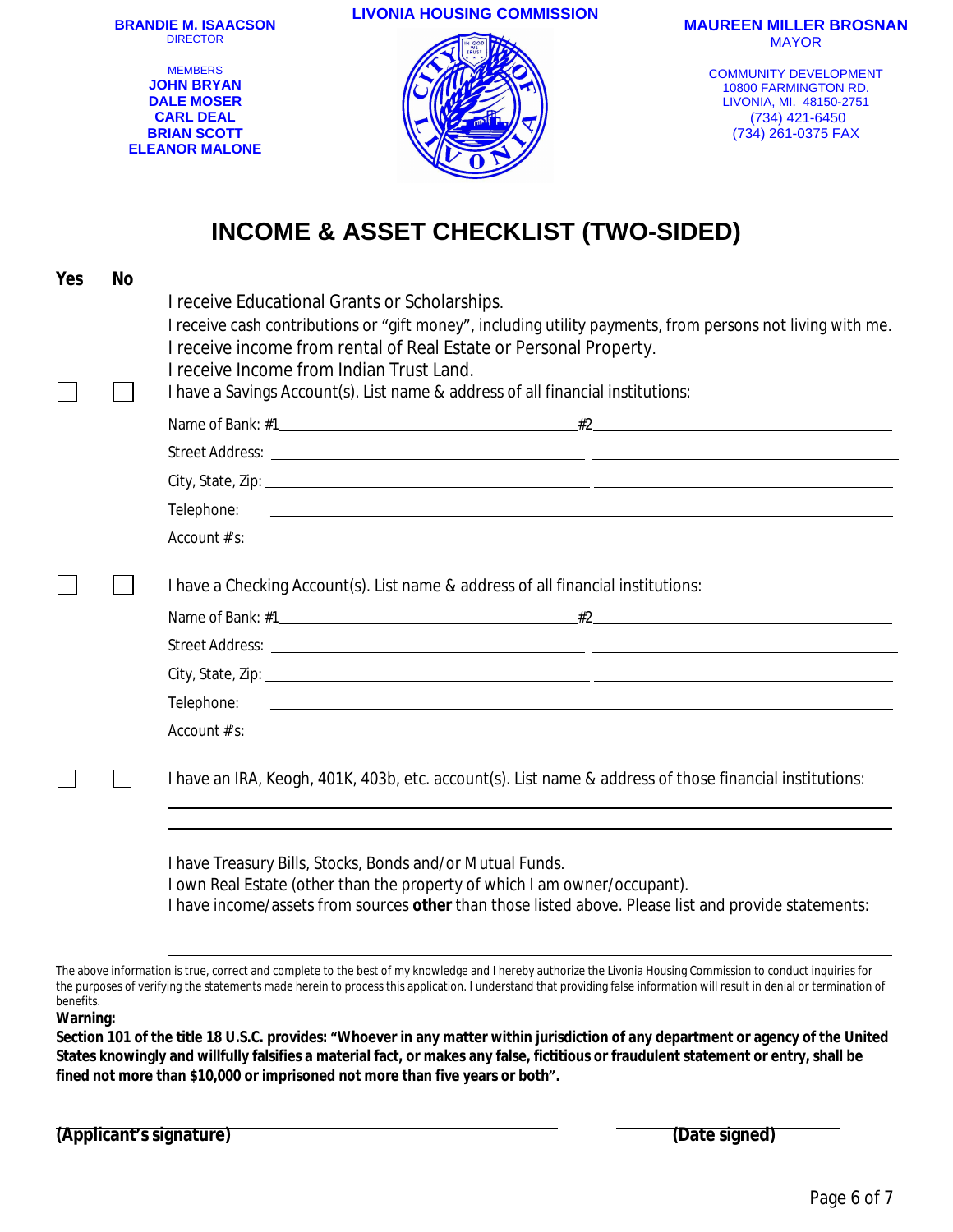**BRANDIE M. ISAACSON**
DIRECTOR

MEMBERS
**JOHN BRYAN**
**DALE MOSER**
**CARL DEAL**
**BRIAN SCOTT**
**ELEANOR MALONE**

**LIVONIA HOUSING COMMISSION**

**MAUREEN MILLER BROSNAN**
MAYOR

COMMUNITY DEVELOPMENT
10800 FARMINGTON RD.
LIVONIA, MI. 48150-2751
(734) 421-6450
(734) 261-0375 FAX

# INCOME & ASSET CHECKLIST (TWO-SIDED)

**Yes** **No**

I receive Educational Grants or Scholarships.
I receive cash contributions or "gift money", including utility payments, from persons not living with me.
I receive income from rental of Real Estate or Personal Property.
I receive Income from Indian Trust Land.

☐ ☐ I have a Savings Account(s). List name & address of all financial institutions:

Name of Bank: #1_______________________ #2_______________________

Street Address: _______________________ _______________________

City, State, Zip: _______________________ _______________________

Telephone: _______________________

Account #'s: _______________________ _______________________

☐ ☐ I have a Checking Account(s). List name & address of all financial institutions:

Name of Bank: #1_______________________ #2_______________________

Street Address: _______________________ _______________________

City, State, Zip: _______________________ _______________________

Telephone: _______________________

Account #'s: _______________________ _______________________

☐ ☐ I have an IRA, Keogh, 401K, 403b, etc. account(s). List name & address of those financial institutions:

_______________________

_______________________

I have Treasury Bills, Stocks, Bonds and/or Mutual Funds.
I own Real Estate (other than the property of which I am owner/occupant).
I have income/assets from sources **other** than those listed above. Please list and provide statements:

_______________________

The above information is true, correct and complete to the best of my knowledge and I hereby authorize the Livonia Housing Commission to conduct inquiries for the purposes of verifying the statements made herein to process this application. I understand that providing false information will result in denial or termination of benefits.

**Warning:**
**Section 101 of the title 18 U.S.C. provides: "Whoever in any matter within jurisdiction of any department or agency of the United States knowingly and willfully falsifies a material fact, or makes any false, fictitious or fraudulent statement or entry, shall be fined not more than $10,000 or imprisoned not more than five years or both".**

_______________________ _______________________
**(Applicant's signature)** **(Date signed)**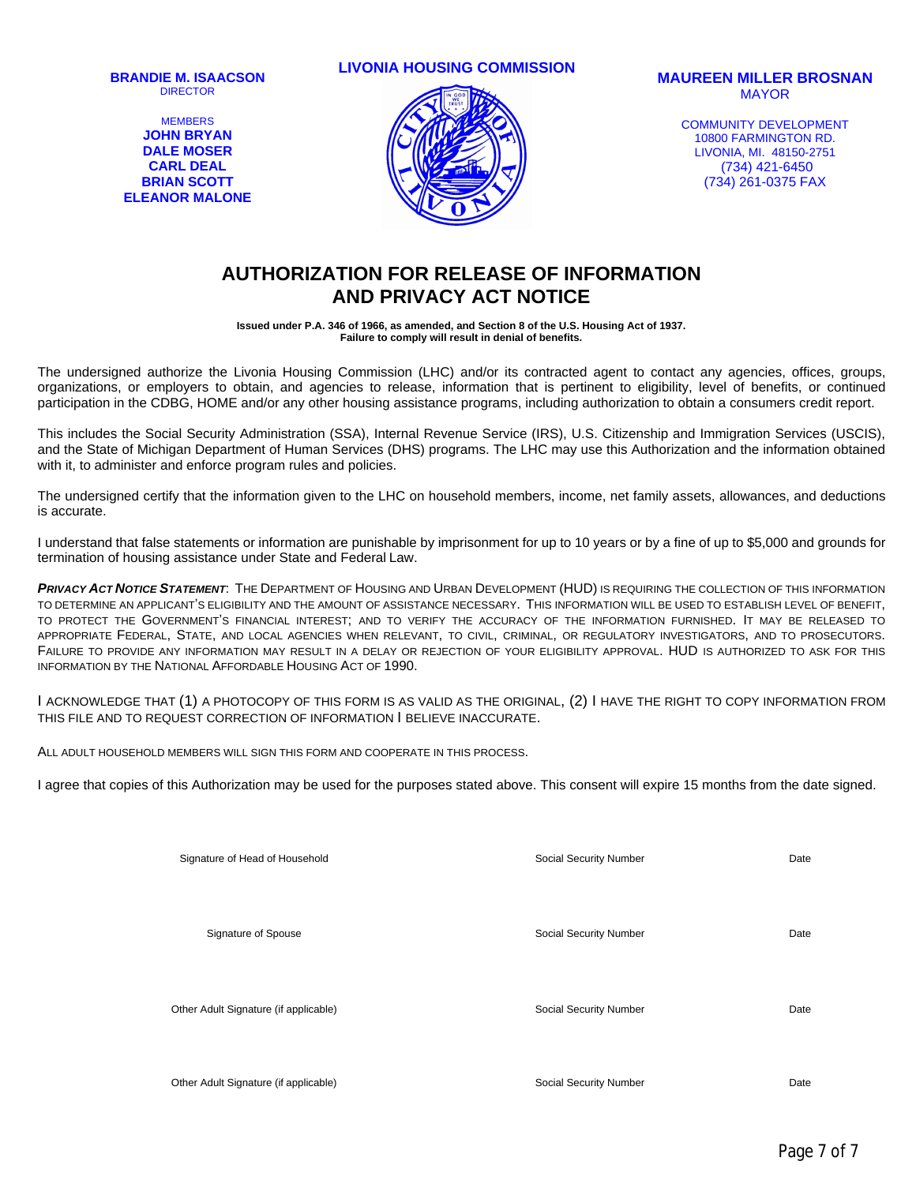**BRANDIE M. ISAACSON**
DIRECTOR

MEMBERS
**JOHN BRYAN**
**DALE MOSER**
**CARL DEAL**
**BRIAN SCOTT**
**ELEANOR MALONE**

**LIVONIA HOUSING COMMISSION**

**MAUREEN MILLER BROSNAN**
MAYOR

COMMUNITY DEVELOPMENT
10800 FARMINGTON RD.
LIVONIA, MI. 48150-2751
(734) 421-6450
(734) 261-0375 FAX

# AUTHORIZATION FOR RELEASE OF INFORMATION AND PRIVACY ACT NOTICE

**Issued under P.A. 346 of 1966, as amended, and Section 8 of the U.S. Housing Act of 1937.**
**Failure to comply will result in denial of benefits.**

The undersigned authorize the Livonia Housing Commission (LHC) and/or its contracted agent to contact any agencies, offices, groups, organizations, or employers to obtain, and agencies to release, information that is pertinent to eligibility, level of benefits, or continued participation in the CDBG, HOME and/or any other housing assistance programs, including authorization to obtain a consumers credit report.

This includes the Social Security Administration (SSA), Internal Revenue Service (IRS), U.S. Citizenship and Immigration Services (USCIS), and the State of Michigan Department of Human Services (DHS) programs. The LHC may use this Authorization and the information obtained with it, to administer and enforce program rules and policies.

The undersigned certify that the information given to the LHC on household members, income, net family assets, allowances, and deductions is accurate.

I understand that false statements or information are punishable by imprisonment for up to 10 years or by a fine of up to $5,000 and grounds for termination of housing assistance under State and Federal Law.

***PRIVACY ACT NOTICE STATEMENT***: THE DEPARTMENT OF HOUSING AND URBAN DEVELOPMENT (HUD) IS REQUIRING THE COLLECTION OF THIS INFORMATION TO DETERMINE AN APPLICANT'S ELIGIBILITY AND THE AMOUNT OF ASSISTANCE NECESSARY. THIS INFORMATION WILL BE USED TO ESTABLISH LEVEL OF BENEFIT, TO PROTECT THE GOVERNMENT'S FINANCIAL INTEREST; AND TO VERIFY THE ACCURACY OF THE INFORMATION FURNISHED. IT MAY BE RELEASED TO APPROPRIATE FEDERAL, STATE, AND LOCAL AGENCIES WHEN RELEVANT, TO CIVIL, CRIMINAL, OR REGULATORY INVESTIGATORS, AND TO PROSECUTORS. FAILURE TO PROVIDE ANY INFORMATION MAY RESULT IN A DELAY OR REJECTION OF YOUR ELIGIBILITY APPROVAL. HUD IS AUTHORIZED TO ASK FOR THIS INFORMATION BY THE NATIONAL AFFORDABLE HOUSING ACT OF 1990.

I ACKNOWLEDGE THAT (1) A PHOTOCOPY OF THIS FORM IS AS VALID AS THE ORIGINAL, (2) I HAVE THE RIGHT TO COPY INFORMATION FROM THIS FILE AND TO REQUEST CORRECTION OF INFORMATION I BELIEVE INACCURATE.

ALL ADULT HOUSEHOLD MEMBERS WILL SIGN THIS FORM AND COOPERATE IN THIS PROCESS.

I agree that copies of this Authorization may be used for the purposes stated above. This consent will expire 15 months from the date signed.

| | | |
|---|---|---|
| Signature of Head of Household | Social Security Number | Date |
| Signature of Spouse | Social Security Number | Date |
| Other Adult Signature (if applicable) | Social Security Number | Date |
| Other Adult Signature (if applicable) | Social Security Number | Date |